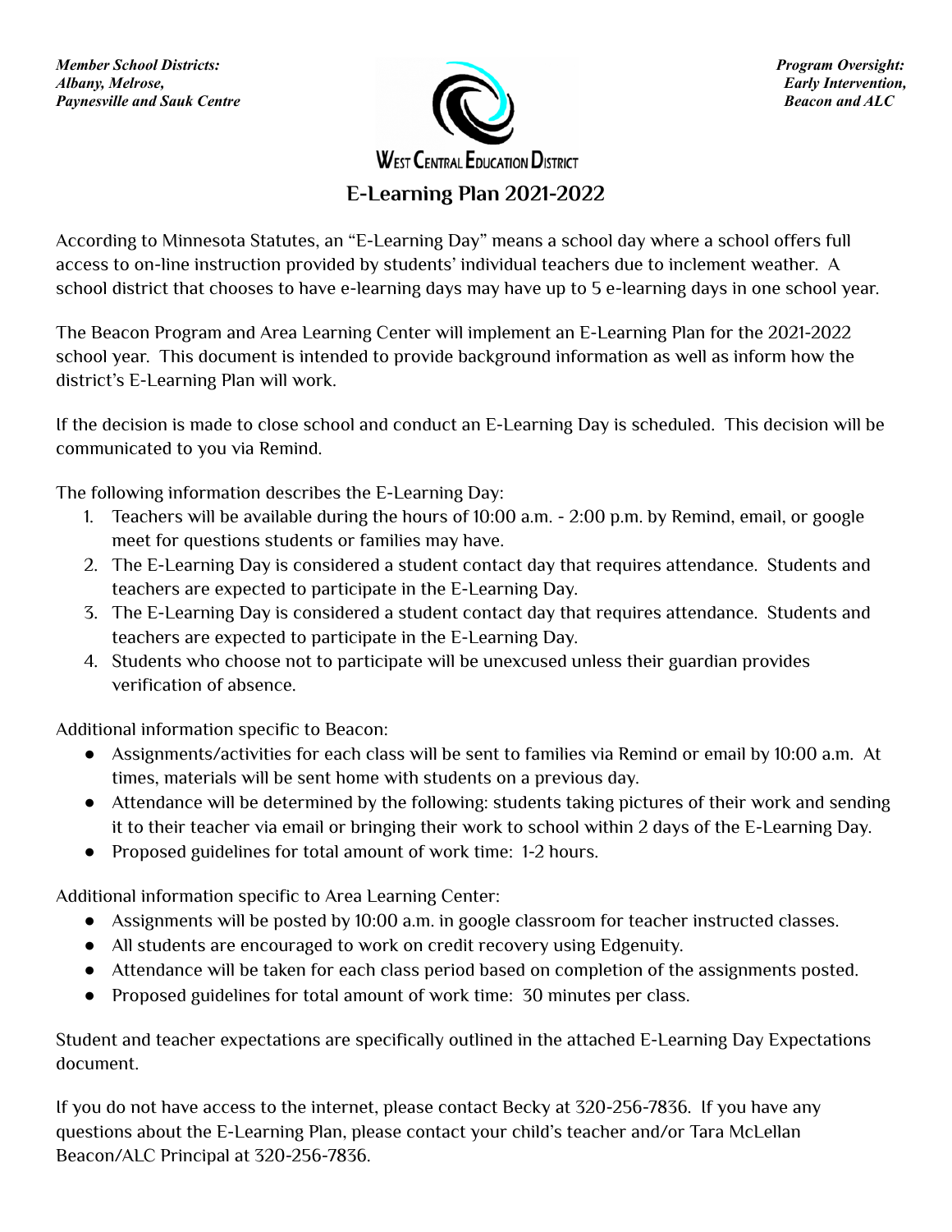*Member School Districts:*
*Albany, Melrose,*
*Paynesville and Sauk Centre*

*Program Oversight:*
*Early Intervention,*
*Beacon and ALC*

WEST CENTRAL EDUCATION DISTRICT

# E-Learning Plan 2021-2022

According to Minnesota Statutes, an "E-Learning Day" means a school day where a school offers full access to on-line instruction provided by students' individual teachers due to inclement weather. A school district that chooses to have e-learning days may have up to 5 e-learning days in one school year.

The Beacon Program and Area Learning Center will implement an E-Learning Plan for the 2021-2022 school year. This document is intended to provide background information as well as inform how the district's E-Learning Plan will work.

If the decision is made to close school and conduct an E-Learning Day is scheduled. This decision will be communicated to you via Remind.

The following information describes the E-Learning Day:

1. Teachers will be available during the hours of 10:00 a.m. - 2:00 p.m. by Remind, email, or google meet for questions students or families may have.
2. The E-Learning Day is considered a student contact day that requires attendance. Students and teachers are expected to participate in the E-Learning Day.
3. The E-Learning Day is considered a student contact day that requires attendance. Students and teachers are expected to participate in the E-Learning Day.
4. Students who choose not to participate will be unexcused unless their guardian provides verification of absence.

Additional information specific to Beacon:

- Assignments/activities for each class will be sent to families via Remind or email by 10:00 a.m. At times, materials will be sent home with students on a previous day.
- Attendance will be determined by the following: students taking pictures of their work and sending it to their teacher via email or bringing their work to school within 2 days of the E-Learning Day.
- Proposed guidelines for total amount of work time: 1-2 hours.

Additional information specific to Area Learning Center:

- Assignments will be posted by 10:00 a.m. in google classroom for teacher instructed classes.
- All students are encouraged to work on credit recovery using Edgenuity.
- Attendance will be taken for each class period based on completion of the assignments posted.
- Proposed guidelines for total amount of work time: 30 minutes per class.

Student and teacher expectations are specifically outlined in the attached E-Learning Day Expectations document.

If you do not have access to the internet, please contact Becky at 320-256-7836. If you have any questions about the E-Learning Plan, please contact your child's teacher and/or Tara McLellan Beacon/ALC Principal at 320-256-7836.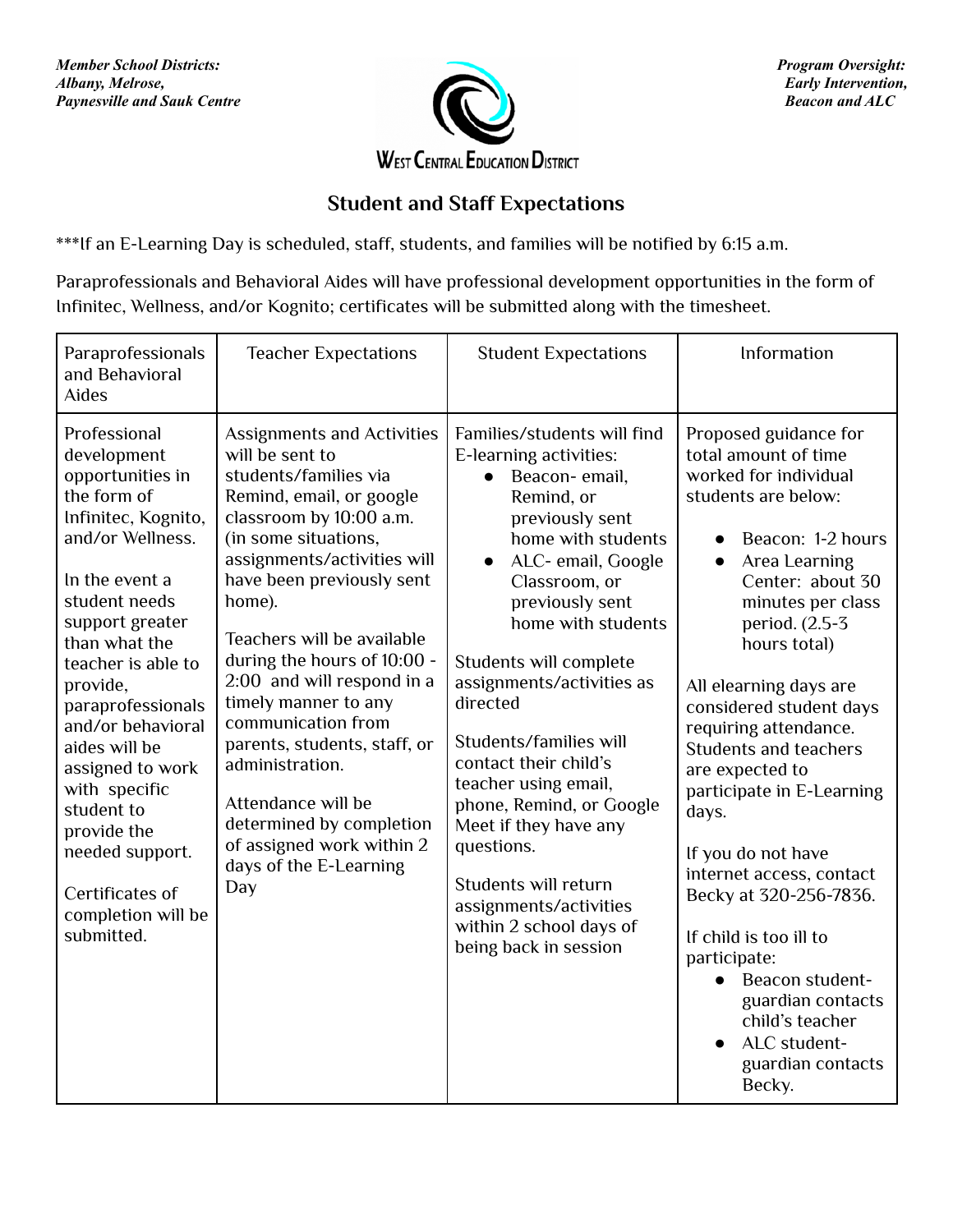*Member School Districts:*
*Albany, Melrose,*
*Paynesville and Sauk Centre*

**West Central Education District**

*Program Oversight:*
*Early Intervention,*
*Beacon and ALC*

## Student and Staff Expectations

***If an E-Learning Day is scheduled, staff, students, and families will be notified by 6:15 a.m.

Paraprofessionals and Behavioral Aides will have professional development opportunities in the form of Infinitec, Wellness, and/or Kognito; certificates will be submitted along with the timesheet.

| Paraprofessionals and Behavioral Aides | Teacher Expectations | Student Expectations | Information |
|---|---|---|---|
| Professional development opportunities in the form of Infinitec, Kognito, and/or Wellness.<br><br>In the event a student needs support greater than what the teacher is able to provide, paraprofessionals and/or behavioral aides will be assigned to work with specific student to provide the needed support.<br><br>Certificates of completion will be submitted. | Assignments and Activities will be sent to students/families via Remind, email, or google classroom by 10:00 a.m. (in some situations, assignments/activities will have been previously sent home).<br><br>Teachers will be available during the hours of 10:00 - 2:00 and will respond in a timely manner to any communication from parents, students, staff, or administration.<br><br>Attendance will be determined by completion of assigned work within 2 days of the E-Learning Day | Families/students will find E-learning activities:<br>● Beacon- email, Remind, or previously sent home with students<br>● ALC- email, Google Classroom, or previously sent home with students<br><br>Students will complete assignments/activities as directed<br><br>Students/families will contact their child's teacher using email, phone, Remind, or Google Meet if they have any questions.<br><br>Students will return assignments/activities within 2 school days of being back in session | Proposed guidance for total amount of time worked for individual students are below:<br><br>● Beacon: 1-2 hours<br>● Area Learning Center: about 30 minutes per class period. (2.5-3 hours total)<br><br>All elearning days are considered student days requiring attendance. Students and teachers are expected to participate in E-Learning days.<br><br>If you do not have internet access, contact Becky at 320-256-7836.<br><br>If child is too ill to participate:<br>● Beacon student-guardian contacts child's teacher<br>● ALC student-guardian contacts Becky. |